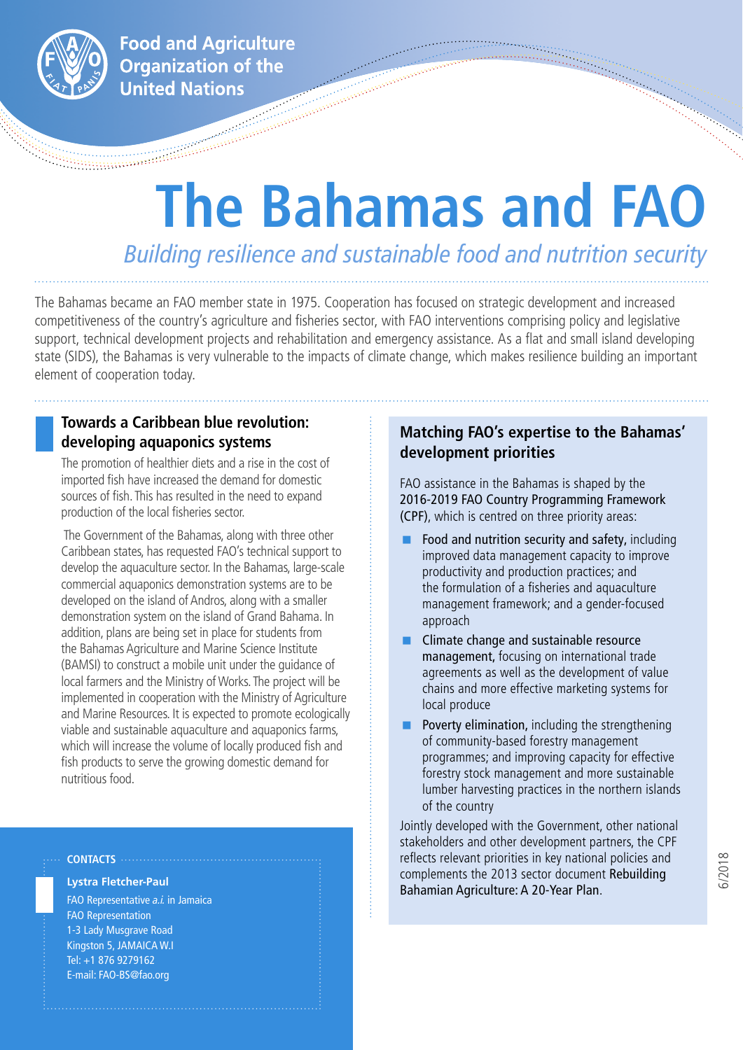Food and Agriculture Organization of the United Nations

# The Bahamas and FAO

*Building resilience and sustainable food and nutrition security*

The Bahamas became an FAO member state in 1975. Cooperation has focused on strategic development and increased competitiveness of the country's agriculture and fisheries sector, with FAO interventions comprising policy and legislative support, technical development projects and rehabilitation and emergency assistance. As a flat and small island developing state (SIDS), the Bahamas is very vulnerable to the impacts of climate change, which makes resilience building an important element of cooperation today.

## Towards a Caribbean blue revolution: developing aquaponics systems

The promotion of healthier diets and a rise in the cost of imported fish have increased the demand for domestic sources of fish. This has resulted in the need to expand production of the local fisheries sector.

The Government of the Bahamas, along with three other Caribbean states, has requested FAO's technical support to develop the aquaculture sector. In the Bahamas, large-scale commercial aquaponics demonstration systems are to be developed on the island of Andros, along with a smaller demonstration system on the island of Grand Bahama. In addition, plans are being set in place for students from the Bahamas Agriculture and Marine Science Institute (BAMSI) to construct a mobile unit under the guidance of local farmers and the Ministry of Works. The project will be implemented in cooperation with the Ministry of Agriculture and Marine Resources. It is expected to promote ecologically viable and sustainable aquaculture and aquaponics farms, which will increase the volume of locally produced fish and fish products to serve the growing domestic demand for nutritious food.

## Matching FAO's expertise to the Bahamas' development priorities

FAO assistance in the Bahamas is shaped by the 2016-2019 FAO Country Programming Framework (CPF), which is centred on three priority areas:

- **Food and nutrition security and safety,** including improved data management capacity to improve productivity and production practices; and the formulation of a fisheries and aquaculture management framework; and a gender-focused approach
- **Climate change and sustainable resource management,** focusing on international trade agreements as well as the development of value chains and more effective marketing systems for local produce
- **Poverty elimination,** including the strengthening of community-based forestry management programmes; and improving capacity for effective forestry stock management and more sustainable lumber harvesting practices in the northern islands of the country

Jointly developed with the Government, other national stakeholders and other development partners, the CPF reflects relevant priorities in key national policies and complements the 2013 sector document Rebuilding Bahamian Agriculture: A 20-Year Plan.

**CONTACTS**

**Lystra Fletcher-Paul**
FAO Representative *a.i.* in Jamaica
FAO Representation
1-3 Lady Musgrave Road
Kingston 5, JAMAICA W.I
Tel: +1 876 9279162
E-mail: FAO-BS@fao.org

6/2018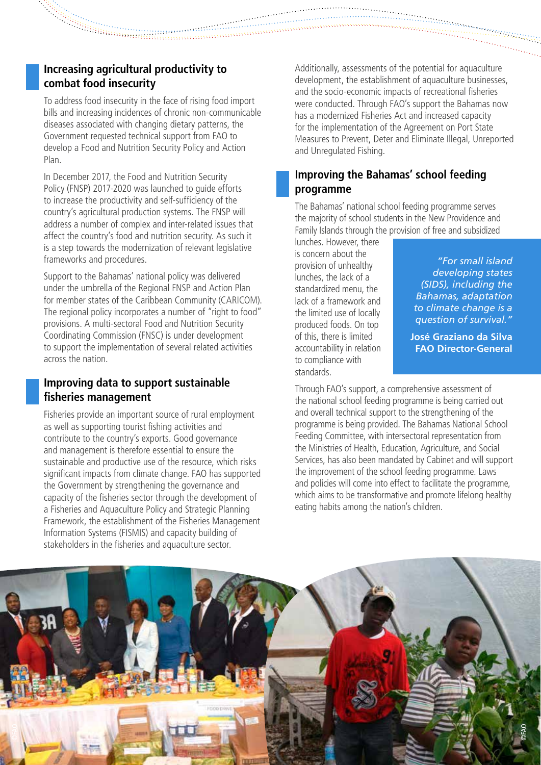## Increasing agricultural productivity to combat food insecurity

To address food insecurity in the face of rising food import bills and increasing incidences of chronic non-communicable diseases associated with changing dietary patterns, the Government requested technical support from FAO to develop a Food and Nutrition Security Policy and Action Plan.

In December 2017, the Food and Nutrition Security Policy (FNSP) 2017-2020 was launched to guide efforts to increase the productivity and self-sufficiency of the country's agricultural production systems. The FNSP will address a number of complex and inter-related issues that affect the country's food and nutrition security. As such it is a step towards the modernization of relevant legislative frameworks and procedures.

Support to the Bahamas' national policy was delivered under the umbrella of the Regional FNSP and Action Plan for member states of the Caribbean Community (CARICOM). The regional policy incorporates a number of "right to food" provisions. A multi-sectoral Food and Nutrition Security Coordinating Commission (FNSC) is under development to support the implementation of several related activities across the nation.

## Improving data to support sustainable fisheries management

Fisheries provide an important source of rural employment as well as supporting tourist fishing activities and contribute to the country's exports. Good governance and management is therefore essential to ensure the sustainable and productive use of the resource, which risks significant impacts from climate change. FAO has supported the Government by strengthening the governance and capacity of the fisheries sector through the development of a Fisheries and Aquaculture Policy and Strategic Planning Framework, the establishment of the Fisheries Management Information Systems (FISMIS) and capacity building of stakeholders in the fisheries and aquaculture sector.

Additionally, assessments of the potential for aquaculture development, the establishment of aquaculture businesses, and the socio-economic impacts of recreational fisheries were conducted. Through FAO's support the Bahamas now has a modernized Fisheries Act and increased capacity for the implementation of the Agreement on Port State Measures to Prevent, Deter and Eliminate Illegal, Unreported and Unregulated Fishing.

## Improving the Bahamas' school feeding programme

The Bahamas' national school feeding programme serves the majority of school students in the New Providence and Family Islands through the provision of free and subsidized lunches. However, there is concern about the provision of unhealthy lunches, the lack of a standardized menu, the lack of a framework and the limited use of locally produced foods. On top of this, there is limited accountability in relation to compliance with standards.

> *"For small island developing states (SIDS), including the Bahamas, adaptation to climate change is a question of survival."*
>
> **José Graziano da Silva**
> **FAO Director-General**

Through FAO's support, a comprehensive assessment of the national school feeding programme is being carried out and overall technical support to the strengthening of the programme is being provided. The Bahamas National School Feeding Committee, with intersectoral representation from the Ministries of Health, Education, Agriculture, and Social Services, has also been mandated by Cabinet and will support the improvement of the school feeding programme. Laws and policies will come into effect to facilitate the programme, which aims to be transformative and promote lifelong healthy eating habits among the nation's children.

©FAO